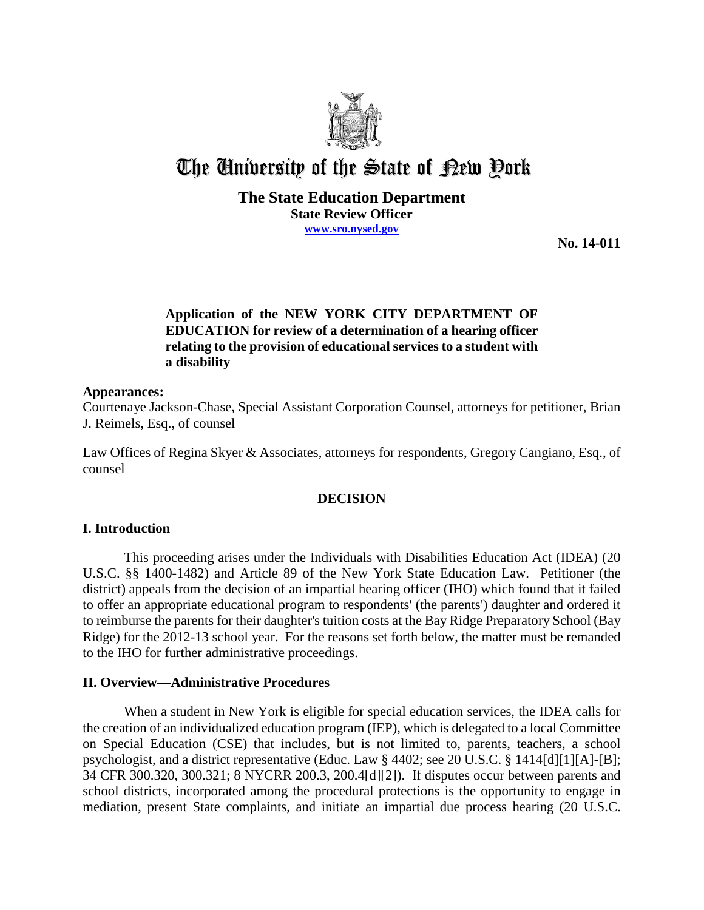# The University of the State of New York

**The State Education Department**
**State Review Officer**
**www.sro.nysed.gov**

**No. 14-011**

**Application of the NEW YORK CITY DEPARTMENT OF EDUCATION for review of a determination of a hearing officer relating to the provision of educational services to a student with a disability**

## Appearances:

Courtenaye Jackson-Chase, Special Assistant Corporation Counsel, attorneys for petitioner, Brian J. Reimels, Esq., of counsel

Law Offices of Regina Skyer & Associates, attorneys for respondents, Gregory Cangiano, Esq., of counsel

## DECISION

## I. Introduction

This proceeding arises under the Individuals with Disabilities Education Act (IDEA) (20 U.S.C. §§ 1400-1482) and Article 89 of the New York State Education Law. Petitioner (the district) appeals from the decision of an impartial hearing officer (IHO) which found that it failed to offer an appropriate educational program to respondents' (the parents') daughter and ordered it to reimburse the parents for their daughter's tuition costs at the Bay Ridge Preparatory School (Bay Ridge) for the 2012-13 school year. For the reasons set forth below, the matter must be remanded to the IHO for further administrative proceedings.

## II. Overview—Administrative Procedures

When a student in New York is eligible for special education services, the IDEA calls for the creation of an individualized education program (IEP), which is delegated to a local Committee on Special Education (CSE) that includes, but is not limited to, parents, teachers, a school psychologist, and a district representative (Educ. Law § 4402; see 20 U.S.C. § 1414[d][1][A]-[B]; 34 CFR 300.320, 300.321; 8 NYCRR 200.3, 200.4[d][2]). If disputes occur between parents and school districts, incorporated among the procedural protections is the opportunity to engage in mediation, present State complaints, and initiate an impartial due process hearing (20 U.S.C.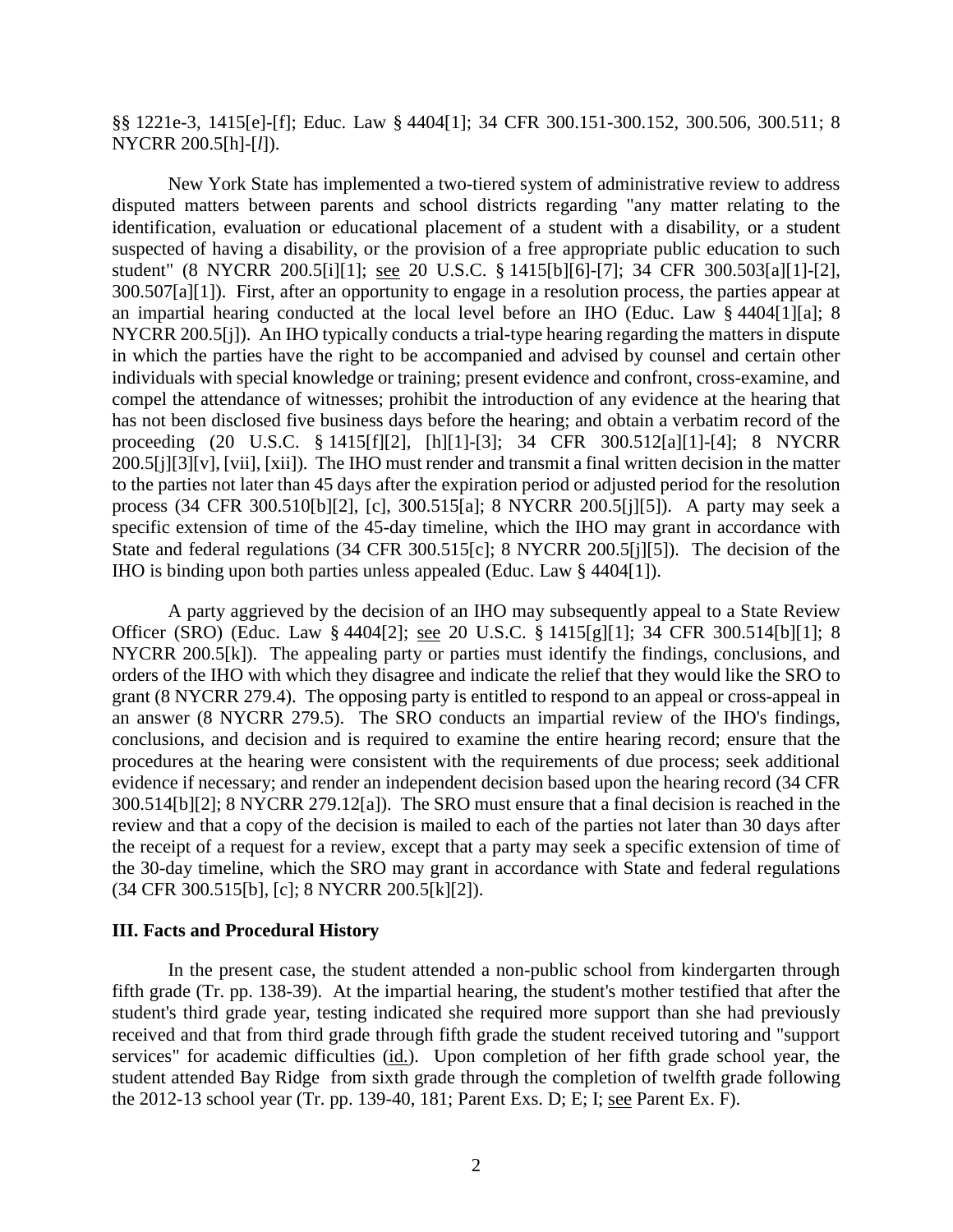§§ 1221e-3, 1415[e]-[f]; Educ. Law § 4404[1]; 34 CFR 300.151-300.152, 300.506, 300.511; 8 NYCRR 200.5[h]-[*l*]).

New York State has implemented a two-tiered system of administrative review to address disputed matters between parents and school districts regarding "any matter relating to the identification, evaluation or educational placement of a student with a disability, or a student suspected of having a disability, or the provision of a free appropriate public education to such student" (8 NYCRR 200.5[i][1]; see 20 U.S.C. § 1415[b][6]-[7]; 34 CFR 300.503[a][1]-[2], 300.507[a][1]). First, after an opportunity to engage in a resolution process, the parties appear at an impartial hearing conducted at the local level before an IHO (Educ. Law § 4404[1][a]; 8 NYCRR 200.5[j]). An IHO typically conducts a trial-type hearing regarding the matters in dispute in which the parties have the right to be accompanied and advised by counsel and certain other individuals with special knowledge or training; present evidence and confront, cross-examine, and compel the attendance of witnesses; prohibit the introduction of any evidence at the hearing that has not been disclosed five business days before the hearing; and obtain a verbatim record of the proceeding (20 U.S.C. § 1415[f][2], [h][1]-[3]; 34 CFR 300.512[a][1]-[4]; 8 NYCRR 200.5[j][3][v], [vii], [xii]). The IHO must render and transmit a final written decision in the matter to the parties not later than 45 days after the expiration period or adjusted period for the resolution process (34 CFR 300.510[b][2], [c], 300.515[a]; 8 NYCRR 200.5[j][5]). A party may seek a specific extension of time of the 45-day timeline, which the IHO may grant in accordance with State and federal regulations (34 CFR 300.515[c]; 8 NYCRR 200.5[j][5]). The decision of the IHO is binding upon both parties unless appealed (Educ. Law § 4404[1]).

A party aggrieved by the decision of an IHO may subsequently appeal to a State Review Officer (SRO) (Educ. Law § 4404[2]; see 20 U.S.C. § 1415[g][1]; 34 CFR 300.514[b][1]; 8 NYCRR 200.5[k]). The appealing party or parties must identify the findings, conclusions, and orders of the IHO with which they disagree and indicate the relief that they would like the SRO to grant (8 NYCRR 279.4). The opposing party is entitled to respond to an appeal or cross-appeal in an answer (8 NYCRR 279.5). The SRO conducts an impartial review of the IHO's findings, conclusions, and decision and is required to examine the entire hearing record; ensure that the procedures at the hearing were consistent with the requirements of due process; seek additional evidence if necessary; and render an independent decision based upon the hearing record (34 CFR 300.514[b][2]; 8 NYCRR 279.12[a]). The SRO must ensure that a final decision is reached in the review and that a copy of the decision is mailed to each of the parties not later than 30 days after the receipt of a request for a review, except that a party may seek a specific extension of time of the 30-day timeline, which the SRO may grant in accordance with State and federal regulations (34 CFR 300.515[b], [c]; 8 NYCRR 200.5[k][2]).

## III. Facts and Procedural History

In the present case, the student attended a non-public school from kindergarten through fifth grade (Tr. pp. 138-39). At the impartial hearing, the student's mother testified that after the student's third grade year, testing indicated she required more support than she had previously received and that from third grade through fifth grade the student received tutoring and "support services" for academic difficulties (id.). Upon completion of her fifth grade school year, the student attended Bay Ridge from sixth grade through the completion of twelfth grade following the 2012-13 school year (Tr. pp. 139-40, 181; Parent Exs. D; E; I; see Parent Ex. F).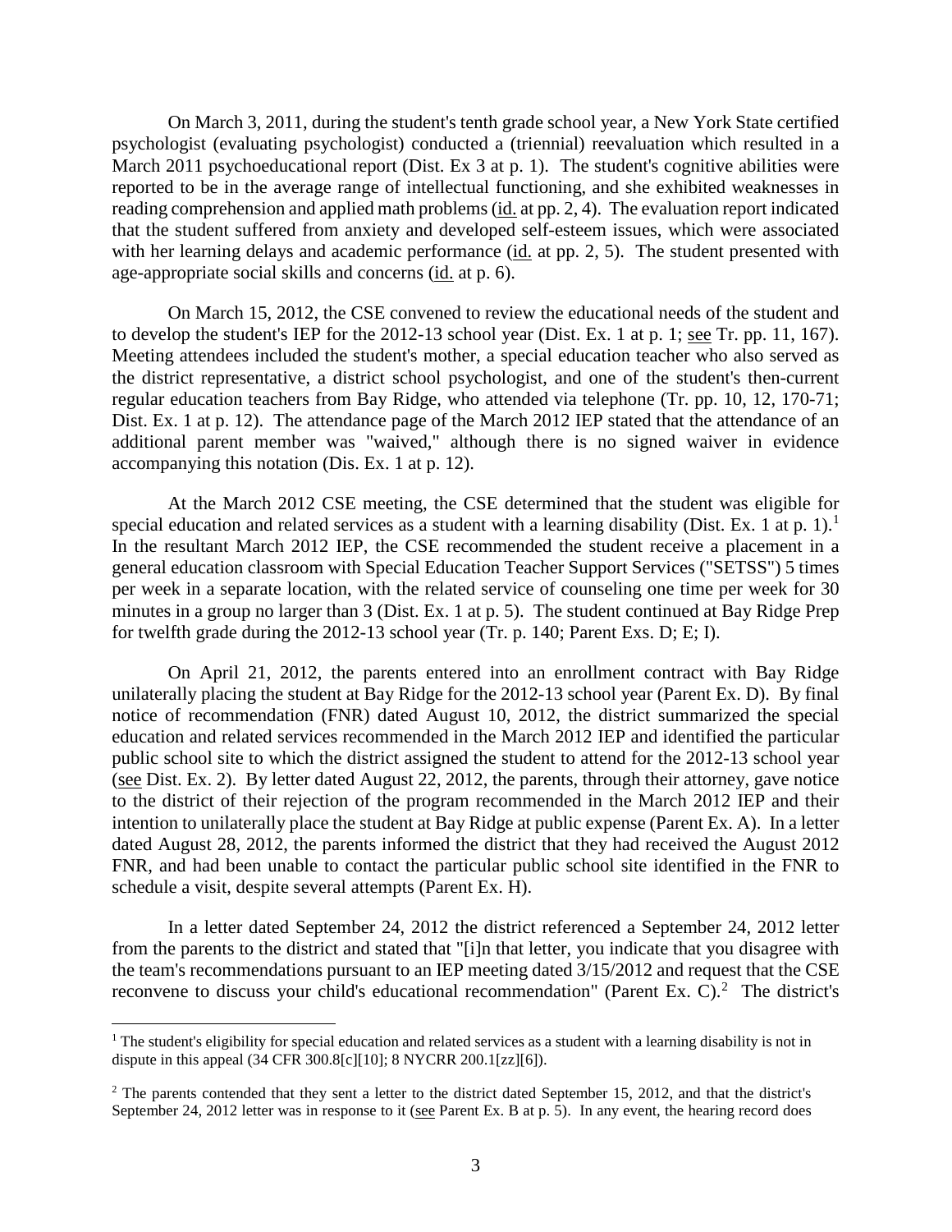On March 3, 2011, during the student's tenth grade school year, a New York State certified psychologist (evaluating psychologist) conducted a (triennial) reevaluation which resulted in a March 2011 psychoeducational report (Dist. Ex 3 at p. 1). The student's cognitive abilities were reported to be in the average range of intellectual functioning, and she exhibited weaknesses in reading comprehension and applied math problems (id. at pp. 2, 4). The evaluation report indicated that the student suffered from anxiety and developed self-esteem issues, which were associated with her learning delays and academic performance (id. at pp. 2, 5). The student presented with age-appropriate social skills and concerns (id. at p. 6).

On March 15, 2012, the CSE convened to review the educational needs of the student and to develop the student's IEP for the 2012-13 school year (Dist. Ex. 1 at p. 1; see Tr. pp. 11, 167). Meeting attendees included the student's mother, a special education teacher who also served as the district representative, a district school psychologist, and one of the student's then-current regular education teachers from Bay Ridge, who attended via telephone (Tr. pp. 10, 12, 170-71; Dist. Ex. 1 at p. 12). The attendance page of the March 2012 IEP stated that the attendance of an additional parent member was "waived," although there is no signed waiver in evidence accompanying this notation (Dis. Ex. 1 at p. 12).

At the March 2012 CSE meeting, the CSE determined that the student was eligible for special education and related services as a student with a learning disability (Dist. Ex. 1 at p. 1).[1] In the resultant March 2012 IEP, the CSE recommended the student receive a placement in a general education classroom with Special Education Teacher Support Services ("SETSS") 5 times per week in a separate location, with the related service of counseling one time per week for 30 minutes in a group no larger than 3 (Dist. Ex. 1 at p. 5). The student continued at Bay Ridge Prep for twelfth grade during the 2012-13 school year (Tr. p. 140; Parent Exs. D; E; I).

On April 21, 2012, the parents entered into an enrollment contract with Bay Ridge unilaterally placing the student at Bay Ridge for the 2012-13 school year (Parent Ex. D). By final notice of recommendation (FNR) dated August 10, 2012, the district summarized the special education and related services recommended in the March 2012 IEP and identified the particular public school site to which the district assigned the student to attend for the 2012-13 school year (see Dist. Ex. 2). By letter dated August 22, 2012, the parents, through their attorney, gave notice to the district of their rejection of the program recommended in the March 2012 IEP and their intention to unilaterally place the student at Bay Ridge at public expense (Parent Ex. A). In a letter dated August 28, 2012, the parents informed the district that they had received the August 2012 FNR, and had been unable to contact the particular public school site identified in the FNR to schedule a visit, despite several attempts (Parent Ex. H).

In a letter dated September 24, 2012 the district referenced a September 24, 2012 letter from the parents to the district and stated that "[i]n that letter, you indicate that you disagree with the team's recommendations pursuant to an IEP meeting dated 3/15/2012 and request that the CSE reconvene to discuss your child's educational recommendation" (Parent Ex. C).[2] The district's

---

[1] The student's eligibility for special education and related services as a student with a learning disability is not in dispute in this appeal (34 CFR 300.8[c][10]; 8 NYCRR 200.1[zz][6]).

[2] The parents contended that they sent a letter to the district dated September 15, 2012, and that the district's September 24, 2012 letter was in response to it (see Parent Ex. B at p. 5). In any event, the hearing record does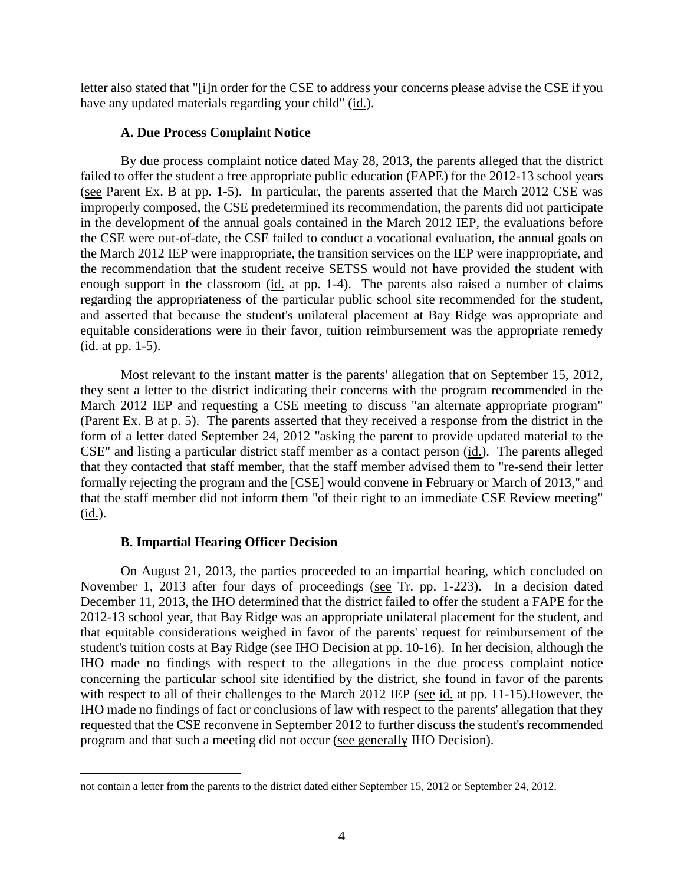letter also stated that "[i]n order for the CSE to address your concerns please advise the CSE if you have any updated materials regarding your child" (id.).

### A. Due Process Complaint Notice

By due process complaint notice dated May 28, 2013, the parents alleged that the district failed to offer the student a free appropriate public education (FAPE) for the 2012-13 school years (see Parent Ex. B at pp. 1-5). In particular, the parents asserted that the March 2012 CSE was improperly composed, the CSE predetermined its recommendation, the parents did not participate in the development of the annual goals contained in the March 2012 IEP, the evaluations before the CSE were out-of-date, the CSE failed to conduct a vocational evaluation, the annual goals on the March 2012 IEP were inappropriate, the transition services on the IEP were inappropriate, and the recommendation that the student receive SETSS would not have provided the student with enough support in the classroom (id. at pp. 1-4). The parents also raised a number of claims regarding the appropriateness of the particular public school site recommended for the student, and asserted that because the student's unilateral placement at Bay Ridge was appropriate and equitable considerations were in their favor, tuition reimbursement was the appropriate remedy (id. at pp. 1-5).

Most relevant to the instant matter is the parents' allegation that on September 15, 2012, they sent a letter to the district indicating their concerns with the program recommended in the March 2012 IEP and requesting a CSE meeting to discuss "an alternate appropriate program" (Parent Ex. B at p. 5). The parents asserted that they received a response from the district in the form of a letter dated September 24, 2012 "asking the parent to provide updated material to the CSE" and listing a particular district staff member as a contact person (id.). The parents alleged that they contacted that staff member, that the staff member advised them to "re-send their letter formally rejecting the program and the [CSE] would convene in February or March of 2013," and that the staff member did not inform them "of their right to an immediate CSE Review meeting" (id.).

### B. Impartial Hearing Officer Decision

On August 21, 2013, the parties proceeded to an impartial hearing, which concluded on November 1, 2013 after four days of proceedings (see Tr. pp. 1-223). In a decision dated December 11, 2013, the IHO determined that the district failed to offer the student a FAPE for the 2012-13 school year, that Bay Ridge was an appropriate unilateral placement for the student, and that equitable considerations weighed in favor of the parents' request for reimbursement of the student's tuition costs at Bay Ridge (see IHO Decision at pp. 10-16). In her decision, although the IHO made no findings with respect to the allegations in the due process complaint notice concerning the particular school site identified by the district, she found in favor of the parents with respect to all of their challenges to the March 2012 IEP (see id. at pp. 11-15).However, the IHO made no findings of fact or conclusions of law with respect to the parents' allegation that they requested that the CSE reconvene in September 2012 to further discuss the student's recommended program and that such a meeting did not occur (see generally IHO Decision).

---

not contain a letter from the parents to the district dated either September 15, 2012 or September 24, 2012.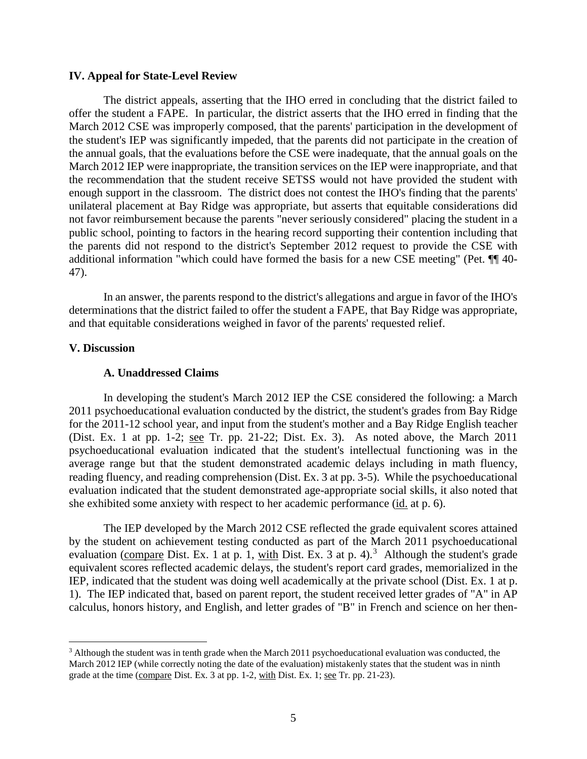### IV. Appeal for State-Level Review

The district appeals, asserting that the IHO erred in concluding that the district failed to offer the student a FAPE. In particular, the district asserts that the IHO erred in finding that the March 2012 CSE was improperly composed, that the parents' participation in the development of the student's IEP was significantly impeded, that the parents did not participate in the creation of the annual goals, that the evaluations before the CSE were inadequate, that the annual goals on the March 2012 IEP were inappropriate, the transition services on the IEP were inappropriate, and that the recommendation that the student receive SETSS would not have provided the student with enough support in the classroom. The district does not contest the IHO's finding that the parents' unilateral placement at Bay Ridge was appropriate, but asserts that equitable considerations did not favor reimbursement because the parents "never seriously considered" placing the student in a public school, pointing to factors in the hearing record supporting their contention including that the parents did not respond to the district's September 2012 request to provide the CSE with additional information "which could have formed the basis for a new CSE meeting" (Pet. ¶¶ 40-47).

In an answer, the parents respond to the district's allegations and argue in favor of the IHO's determinations that the district failed to offer the student a FAPE, that Bay Ridge was appropriate, and that equitable considerations weighed in favor of the parents' requested relief.

### V. Discussion

#### A. Unaddressed Claims

In developing the student's March 2012 IEP the CSE considered the following: a March 2011 psychoeducational evaluation conducted by the district, the student's grades from Bay Ridge for the 2011-12 school year, and input from the student's mother and a Bay Ridge English teacher (Dist. Ex. 1 at pp. 1-2; see Tr. pp. 21-22; Dist. Ex. 3). As noted above, the March 2011 psychoeducational evaluation indicated that the student's intellectual functioning was in the average range but that the student demonstrated academic delays including in math fluency, reading fluency, and reading comprehension (Dist. Ex. 3 at pp. 3-5). While the psychoeducational evaluation indicated that the student demonstrated age-appropriate social skills, it also noted that she exhibited some anxiety with respect to her academic performance (id. at p. 6).

The IEP developed by the March 2012 CSE reflected the grade equivalent scores attained by the student on achievement testing conducted as part of the March 2011 psychoeducational evaluation (compare Dist. Ex. 1 at p. 1, with Dist. Ex. 3 at p. 4).[3] Although the student's grade equivalent scores reflected academic delays, the student's report card grades, memorialized in the IEP, indicated that the student was doing well academically at the private school (Dist. Ex. 1 at p. 1). The IEP indicated that, based on parent report, the student received letter grades of "A" in AP calculus, honors history, and English, and letter grades of "B" in French and science on her then-

[3] Although the student was in tenth grade when the March 2011 psychoeducational evaluation was conducted, the March 2012 IEP (while correctly noting the date of the evaluation) mistakenly states that the student was in ninth grade at the time (compare Dist. Ex. 3 at pp. 1-2, with Dist. Ex. 1; see Tr. pp. 21-23).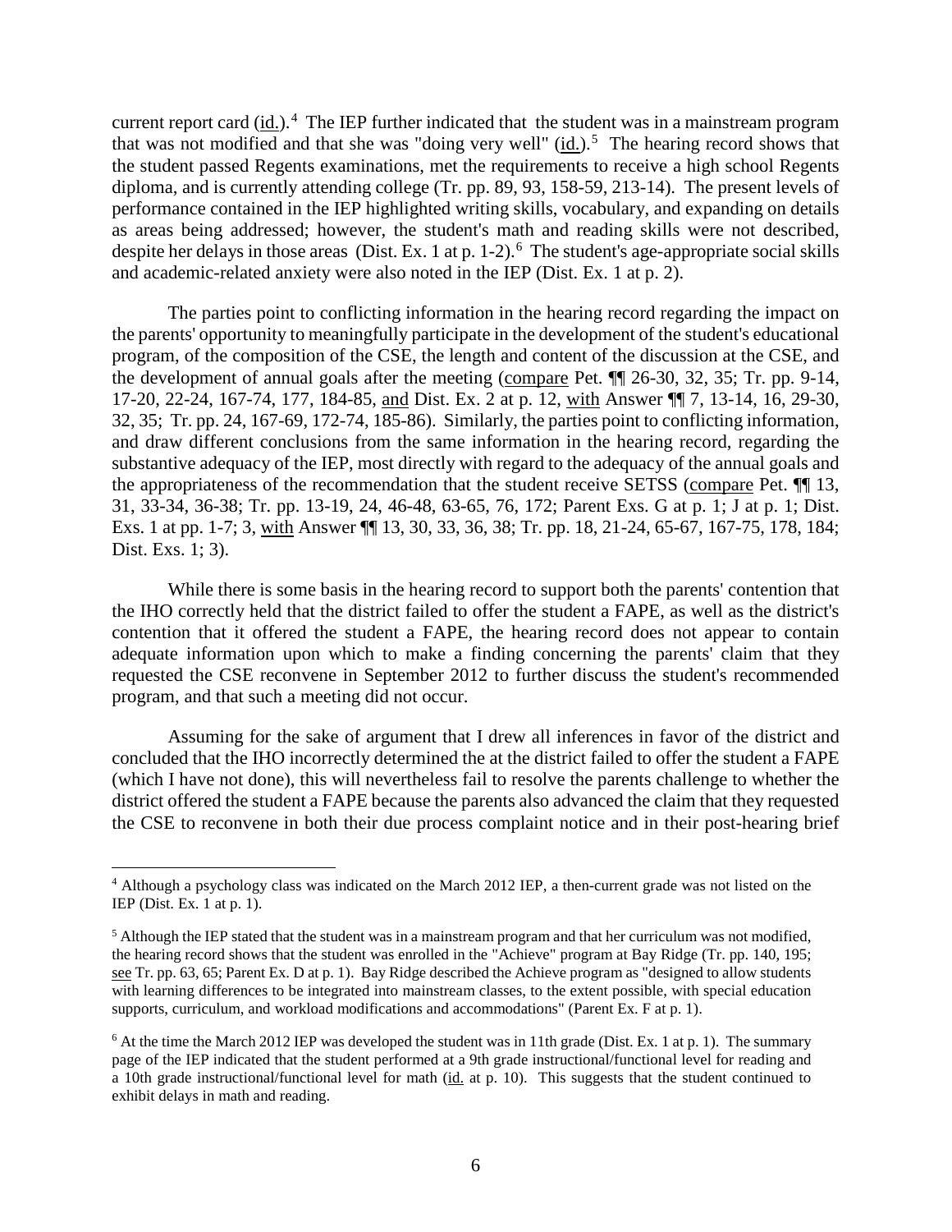current report card (id.).[4] The IEP further indicated that the student was in a mainstream program that was not modified and that she was "doing very well" (id.).[5] The hearing record shows that the student passed Regents examinations, met the requirements to receive a high school Regents diploma, and is currently attending college (Tr. pp. 89, 93, 158-59, 213-14). The present levels of performance contained in the IEP highlighted writing skills, vocabulary, and expanding on details as areas being addressed; however, the student's math and reading skills were not described, despite her delays in those areas (Dist. Ex. 1 at p. 1-2).[6] The student's age-appropriate social skills and academic-related anxiety were also noted in the IEP (Dist. Ex. 1 at p. 2).

The parties point to conflicting information in the hearing record regarding the impact on the parents' opportunity to meaningfully participate in the development of the student's educational program, of the composition of the CSE, the length and content of the discussion at the CSE, and the development of annual goals after the meeting (compare Pet. ¶¶ 26-30, 32, 35; Tr. pp. 9-14, 17-20, 22-24, 167-74, 177, 184-85, and Dist. Ex. 2 at p. 12, with Answer ¶¶ 7, 13-14, 16, 29-30, 32, 35; Tr. pp. 24, 167-69, 172-74, 185-86). Similarly, the parties point to conflicting information, and draw different conclusions from the same information in the hearing record, regarding the substantive adequacy of the IEP, most directly with regard to the adequacy of the annual goals and the appropriateness of the recommendation that the student receive SETSS (compare Pet. ¶¶ 13, 31, 33-34, 36-38; Tr. pp. 13-19, 24, 46-48, 63-65, 76, 172; Parent Exs. G at p. 1; J at p. 1; Dist. Exs. 1 at pp. 1-7; 3, with Answer ¶¶ 13, 30, 33, 36, 38; Tr. pp. 18, 21-24, 65-67, 167-75, 178, 184; Dist. Exs. 1; 3).

While there is some basis in the hearing record to support both the parents' contention that the IHO correctly held that the district failed to offer the student a FAPE, as well as the district's contention that it offered the student a FAPE, the hearing record does not appear to contain adequate information upon which to make a finding concerning the parents' claim that they requested the CSE reconvene in September 2012 to further discuss the student's recommended program, and that such a meeting did not occur.

Assuming for the sake of argument that I drew all inferences in favor of the district and concluded that the IHO incorrectly determined the at the district failed to offer the student a FAPE (which I have not done), this will nevertheless fail to resolve the parents challenge to whether the district offered the student a FAPE because the parents also advanced the claim that they requested the CSE to reconvene in both their due process complaint notice and in their post-hearing brief

---

[4] Although a psychology class was indicated on the March 2012 IEP, a then-current grade was not listed on the IEP (Dist. Ex. 1 at p. 1).

[5] Although the IEP stated that the student was in a mainstream program and that her curriculum was not modified, the hearing record shows that the student was enrolled in the "Achieve" program at Bay Ridge (Tr. pp. 140, 195; see Tr. pp. 63, 65; Parent Ex. D at p. 1). Bay Ridge described the Achieve program as "designed to allow students with learning differences to be integrated into mainstream classes, to the extent possible, with special education supports, curriculum, and workload modifications and accommodations" (Parent Ex. F at p. 1).

[6] At the time the March 2012 IEP was developed the student was in 11th grade (Dist. Ex. 1 at p. 1). The summary page of the IEP indicated that the student performed at a 9th grade instructional/functional level for reading and a 10th grade instructional/functional level for math (id. at p. 10). This suggests that the student continued to exhibit delays in math and reading.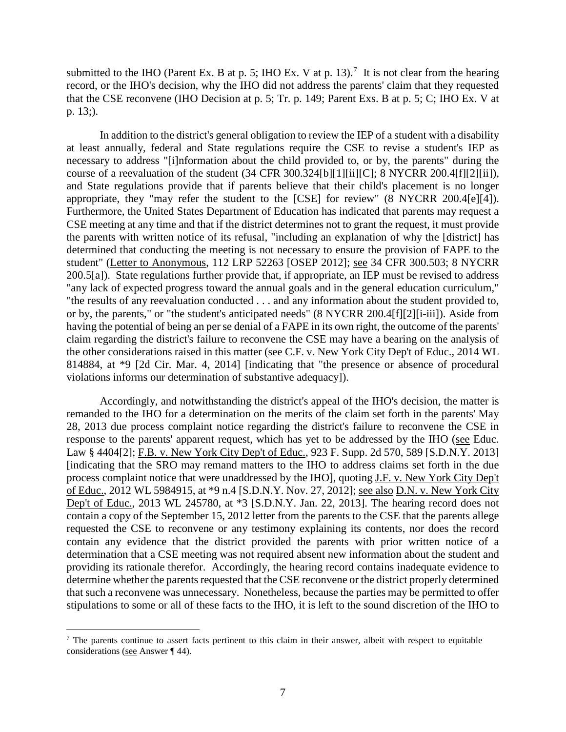submitted to the IHO (Parent Ex. B at p. 5; IHO Ex. V at p. 13).[7] It is not clear from the hearing record, or the IHO's decision, why the IHO did not address the parents' claim that they requested that the CSE reconvene (IHO Decision at p. 5; Tr. p. 149; Parent Exs. B at p. 5; C; IHO Ex. V at p. 13;).

In addition to the district's general obligation to review the IEP of a student with a disability at least annually, federal and State regulations require the CSE to revise a student's IEP as necessary to address "[i]nformation about the child provided to, or by, the parents" during the course of a reevaluation of the student (34 CFR 300.324[b][1][ii][C]; 8 NYCRR 200.4[f][2][ii]), and State regulations provide that if parents believe that their child's placement is no longer appropriate, they "may refer the student to the [CSE] for review" (8 NYCRR 200.4[e][4]). Furthermore, the United States Department of Education has indicated that parents may request a CSE meeting at any time and that if the district determines not to grant the request, it must provide the parents with written notice of its refusal, "including an explanation of why the [district] has determined that conducting the meeting is not necessary to ensure the provision of FAPE to the student" (Letter to Anonymous, 112 LRP 52263 [OSEP 2012]; see 34 CFR 300.503; 8 NYCRR 200.5[a]). State regulations further provide that, if appropriate, an IEP must be revised to address "any lack of expected progress toward the annual goals and in the general education curriculum," "the results of any reevaluation conducted . . . and any information about the student provided to, or by, the parents," or "the student's anticipated needs" (8 NYCRR 200.4[f][2][i-iii]). Aside from having the potential of being an per se denial of a FAPE in its own right, the outcome of the parents' claim regarding the district's failure to reconvene the CSE may have a bearing on the analysis of the other considerations raised in this matter (see C.F. v. New York City Dep't of Educ., 2014 WL 814884, at *9 [2d Cir. Mar. 4, 2014] [indicating that "the presence or absence of procedural violations informs our determination of substantive adequacy]).

Accordingly, and notwithstanding the district's appeal of the IHO's decision, the matter is remanded to the IHO for a determination on the merits of the claim set forth in the parents' May 28, 2013 due process complaint notice regarding the district's failure to reconvene the CSE in response to the parents' apparent request, which has yet to be addressed by the IHO (see Educ. Law § 4404[2]; F.B. v. New York City Dep't of Educ., 923 F. Supp. 2d 570, 589 [S.D.N.Y. 2013] [indicating that the SRO may remand matters to the IHO to address claims set forth in the due process complaint notice that were unaddressed by the IHO], quoting J.F. v. New York City Dep't of Educ., 2012 WL 5984915, at *9 n.4 [S.D.N.Y. Nov. 27, 2012]; see also D.N. v. New York City Dep't of Educ., 2013 WL 245780, at *3 [S.D.N.Y. Jan. 22, 2013]. The hearing record does not contain a copy of the September 15, 2012 letter from the parents to the CSE that the parents allege requested the CSE to reconvene or any testimony explaining its contents, nor does the record contain any evidence that the district provided the parents with prior written notice of a determination that a CSE meeting was not required absent new information about the student and providing its rationale therefor. Accordingly, the hearing record contains inadequate evidence to determine whether the parents requested that the CSE reconvene or the district properly determined that such a reconvene was unnecessary. Nonetheless, because the parties may be permitted to offer stipulations to some or all of these facts to the IHO, it is left to the sound discretion of the IHO to

[7] The parents continue to assert facts pertinent to this claim in their answer, albeit with respect to equitable considerations (see Answer ¶ 44).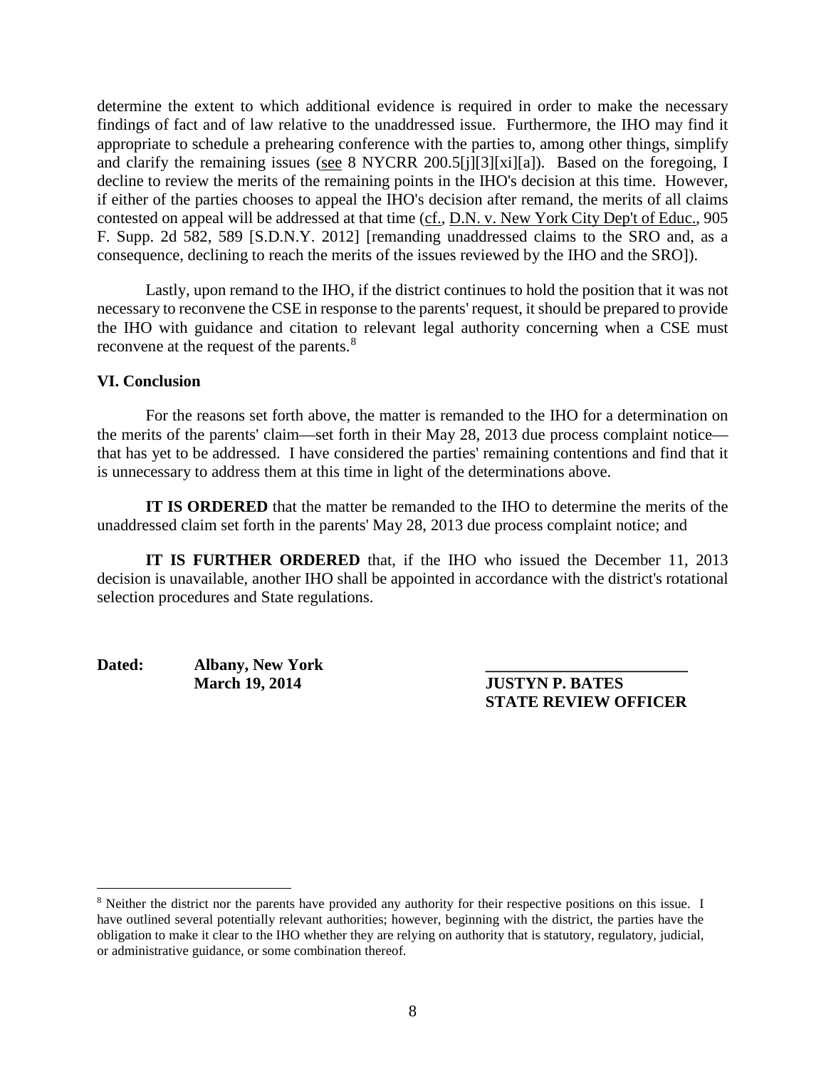determine the extent to which additional evidence is required in order to make the necessary findings of fact and of law relative to the unaddressed issue. Furthermore, the IHO may find it appropriate to schedule a prehearing conference with the parties to, among other things, simplify and clarify the remaining issues (see 8 NYCRR 200.5[j][3][xi][a]). Based on the foregoing, I decline to review the merits of the remaining points in the IHO's decision at this time. However, if either of the parties chooses to appeal the IHO's decision after remand, the merits of all claims contested on appeal will be addressed at that time (cf., D.N. v. New York City Dep't of Educ., 905 F. Supp. 2d 582, 589 [S.D.N.Y. 2012] [remanding unaddressed claims to the SRO and, as a consequence, declining to reach the merits of the issues reviewed by the IHO and the SRO]).

Lastly, upon remand to the IHO, if the district continues to hold the position that it was not necessary to reconvene the CSE in response to the parents' request, it should be prepared to provide the IHO with guidance and citation to relevant legal authority concerning when a CSE must reconvene at the request of the parents.[8]

### VI. Conclusion

For the reasons set forth above, the matter is remanded to the IHO for a determination on the merits of the parents' claim—set forth in their May 28, 2013 due process complaint notice—that has yet to be addressed. I have considered the parties' remaining contentions and find that it is unnecessary to address them at this time in light of the determinations above.

**IT IS ORDERED** that the matter be remanded to the IHO to determine the merits of the unaddressed claim set forth in the parents' May 28, 2013 due process complaint notice; and

**IT IS FURTHER ORDERED** that, if the IHO who issued the December 11, 2013 decision is unavailable, another IHO shall be appointed in accordance with the district's rotational selection procedures and State regulations.

**Dated:** **Albany, New York**
**March 19, 2014**

**JUSTYN P. BATES**
**STATE REVIEW OFFICER**

[8] Neither the district nor the parents have provided any authority for their respective positions on this issue. I have outlined several potentially relevant authorities; however, beginning with the district, the parties have the obligation to make it clear to the IHO whether they are relying on authority that is statutory, regulatory, judicial, or administrative guidance, or some combination thereof.